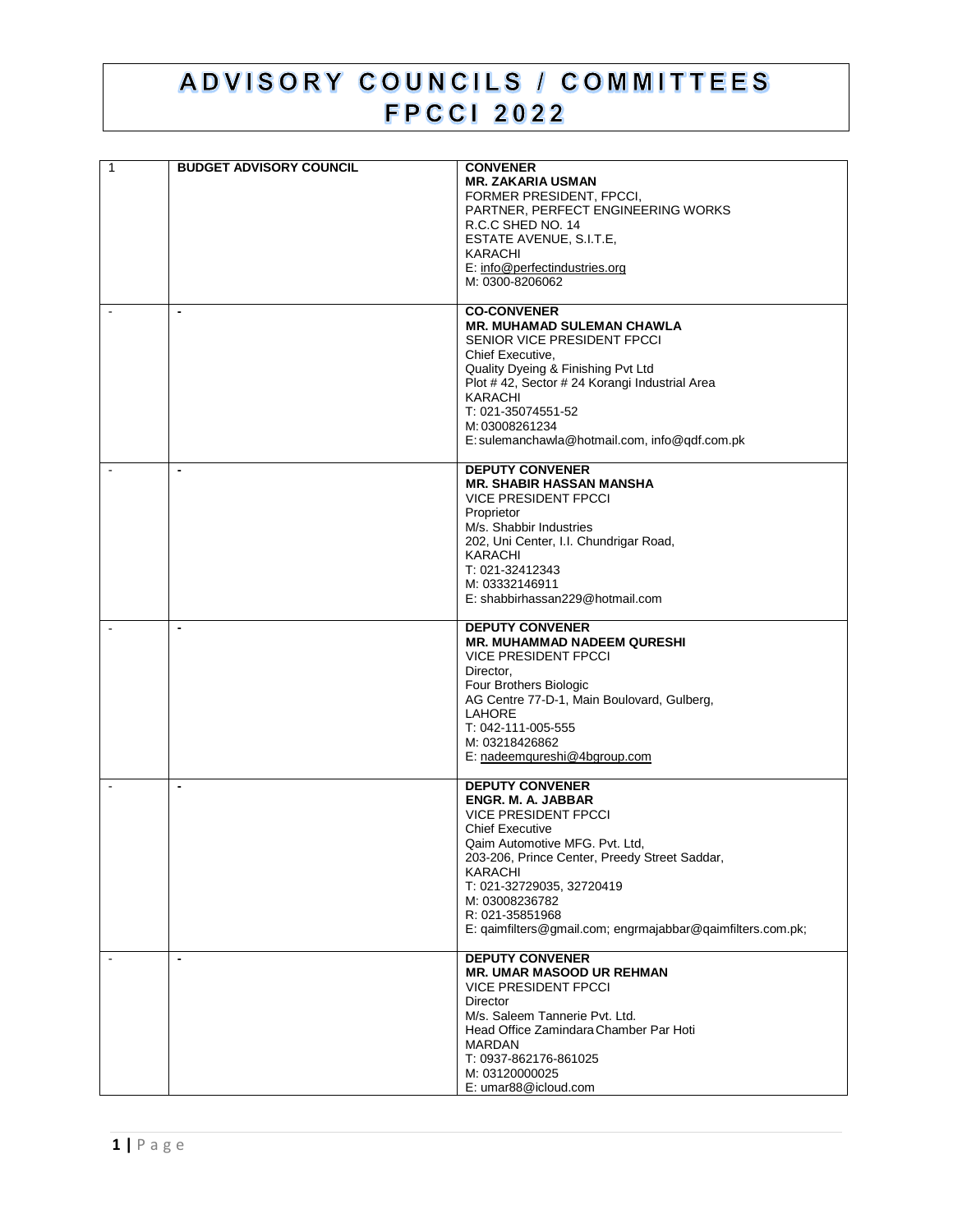# ADVISORY COUNCILS / COMMITTEES
# FPCCI 2022

| | | |
|---|---|---|
| 1 | **BUDGET ADVISORY COUNCIL** | **CONVENER**<br>**MR. ZAKARIA USMAN**<br>FORMER PRESIDENT, FPCCI,<br>PARTNER, PERFECT ENGINEERING WORKS<br>R.C.C SHED NO. 14<br>ESTATE AVENUE, S.I.T.E,<br>KARACHI<br>E: info@perfectindustries.org<br>M: 0300-8206062 |
| - | - | **CO-CONVENER**<br>**MR. MUHAMAD SULEMAN CHAWLA**<br>SENIOR VICE PRESIDENT FPCCI<br>Chief Executive,<br>Quality Dyeing & Finishing Pvt Ltd<br>Plot # 42, Sector # 24 Korangi Industrial Area<br>KARACHI<br>T: 021-35074551-52<br>M: 03008261234<br>E: sulemanchawla@hotmail.com, info@qdf.com.pk |
| - | - | **DEPUTY CONVENER**<br>**MR. SHABIR HASSAN MANSHA**<br>VICE PRESIDENT FPCCI<br>Proprietor<br>M/s. Shabbir Industries<br>202, Uni Center, I.I. Chundrigar Road,<br>KARACHI<br>T: 021-32412343<br>M: 03332146911<br>E: shabbirhassan229@hotmail.com |
| - | - | **DEPUTY CONVENER**<br>**MR. MUHAMMAD NADEEM QURESHI**<br>VICE PRESIDENT FPCCI<br>Director,<br>Four Brothers Biologic<br>AG Centre 77-D-1, Main Boulovard, Gulberg,<br>LAHORE<br>T: 042-111-005-555<br>M: 03218426862<br>E: nadeemqureshi@4bgroup.com |
| - | - | **DEPUTY CONVENER**<br>**ENGR. M. A. JABBAR**<br>VICE PRESIDENT FPCCI<br>Chief Executive<br>Qaim Automotive MFG. Pvt. Ltd,<br>203-206, Prince Center, Preedy Street Saddar,<br>KARACHI<br>T: 021-32729035, 32720419<br>M: 03008236782<br>R: 021-35851968<br>E: qaimfilters@gmail.com; engrmajabbar@qaimfilters.com.pk; |
| - | - | **DEPUTY CONVENER**<br>**MR. UMAR MASOOD UR REHMAN**<br>VICE PRESIDENT FPCCI<br>Director<br>M/s. Saleem Tannerie Pvt. Ltd.<br>Head Office Zamindara Chamber Par Hoti<br>MARDAN<br>T: 0937-862176-861025<br>M: 03120000025<br>E: umar88@icloud.com |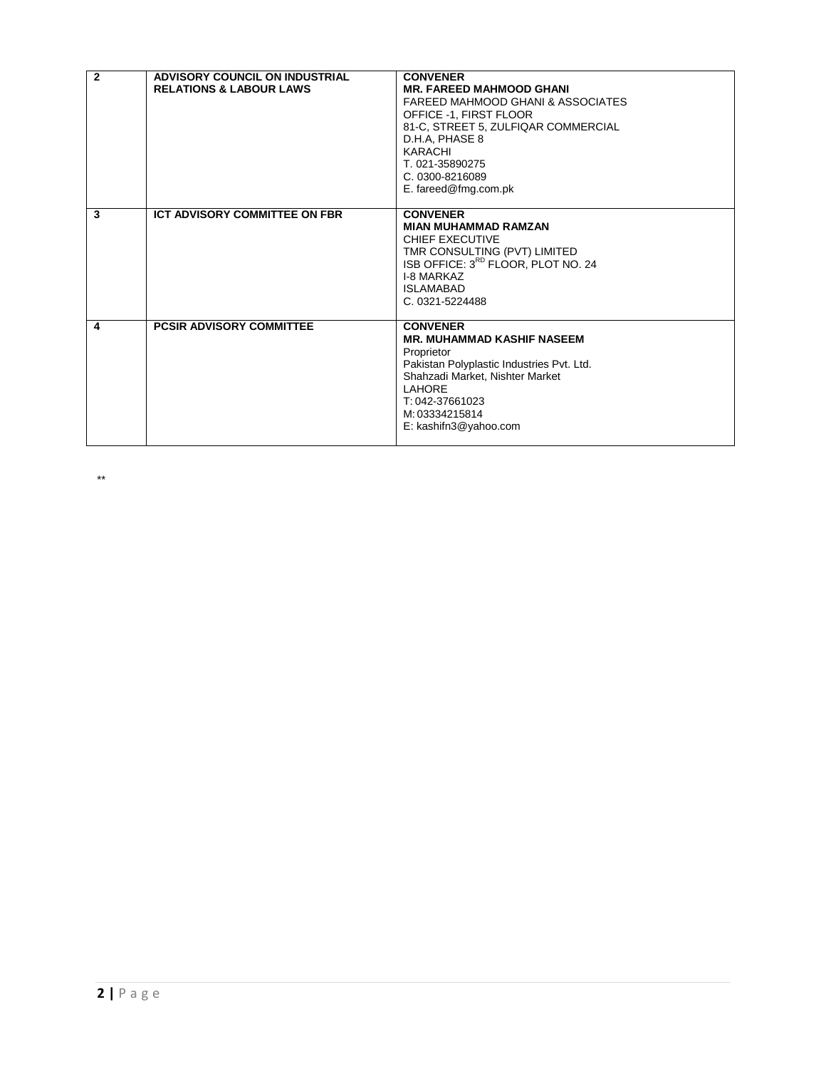| | | |
|---|---|---|
| **2** | **ADVISORY COUNCIL ON INDUSTRIAL RELATIONS & LABOUR LAWS** | **CONVENER**<br>**MR. FAREED MAHMOOD GHANI**<br>FAREED MAHMOOD GHANI & ASSOCIATES<br>OFFICE -1, FIRST FLOOR<br>81-C, STREET 5, ZULFIQAR COMMERCIAL<br>D.H.A, PHASE 8<br>KARACHI<br>T. 021-35890275<br>C. 0300-8216089<br>E. fareed@fmg.com.pk |
| **3** | **ICT ADVISORY COMMITTEE ON FBR** | **CONVENER**<br>**MIAN MUHAMMAD RAMZAN**<br>CHIEF EXECUTIVE<br>TMR CONSULTING (PVT) LIMITED<br>ISB OFFICE: 3RD FLOOR, PLOT NO. 24<br>I-8 MARKAZ<br>ISLAMABAD<br>C. 0321-5224488 |
| **4** | **PCSIR ADVISORY COMMITTEE** | **CONVENER**<br>**MR. MUHAMMAD KASHIF NASEEM**<br>Proprietor<br>Pakistan Polyplastic Industries Pvt. Ltd.<br>Shahzadi Market, Nishter Market<br>LAHORE<br>T: 042-37661023<br>M: 03334215814<br>E: kashifn3@yahoo.com |

**